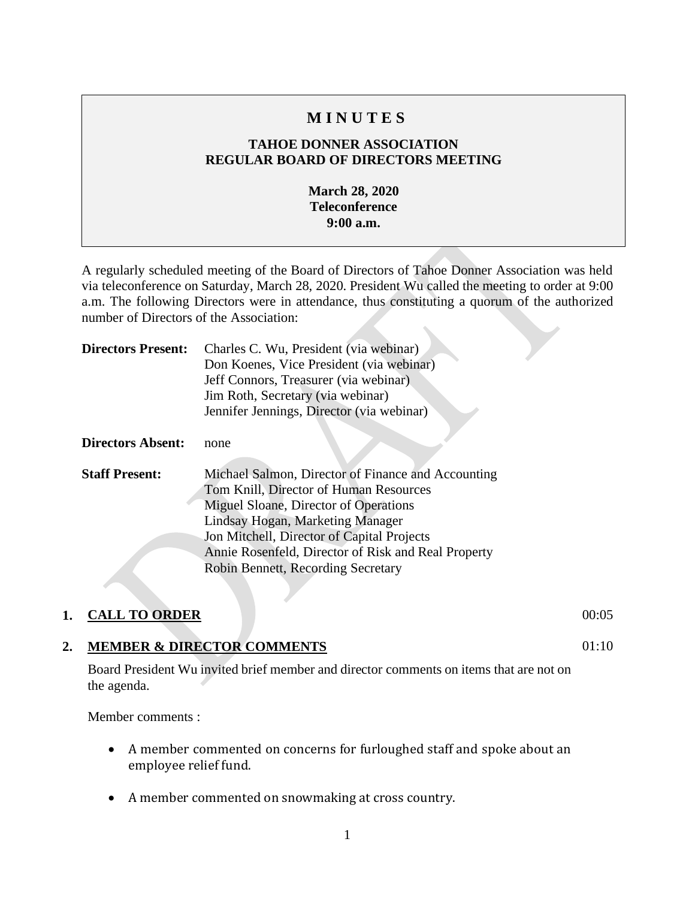# M I N U T E S

## TAHOE DONNER ASSOCIATION
## REGULAR BOARD OF DIRECTORS MEETING

**March 28, 2020**
**Teleconference**
**9:00 a.m.**

A regularly scheduled meeting of the Board of Directors of Tahoe Donner Association was held via teleconference on Saturday, March 28, 2020. President Wu called the meeting to order at 9:00 a.m. The following Directors were in attendance, thus constituting a quorum of the authorized number of Directors of the Association:

**Directors Present:** Charles C. Wu, President (via webinar)
Don Koenes, Vice President (via webinar)
Jeff Connors, Treasurer (via webinar)
Jim Roth, Secretary (via webinar)
Jennifer Jennings, Director (via webinar)

**Directors Absent:** none

**Staff Present:** Michael Salmon, Director of Finance and Accounting
Tom Knill, Director of Human Resources
Miguel Sloane, Director of Operations
Lindsay Hogan, Marketing Manager
Jon Mitchell, Director of Capital Projects
Annie Rosenfeld, Director of Risk and Real Property
Robin Bennett, Recording Secretary

**1. CALL TO ORDER** 00:05

**2. MEMBER & DIRECTOR COMMENTS** 01:10

Board President Wu invited brief member and director comments on items that are not on the agenda.

Member comments :

- A member commented on concerns for furloughed staff and spoke about an employee relief fund.
- A member commented on snowmaking at cross country.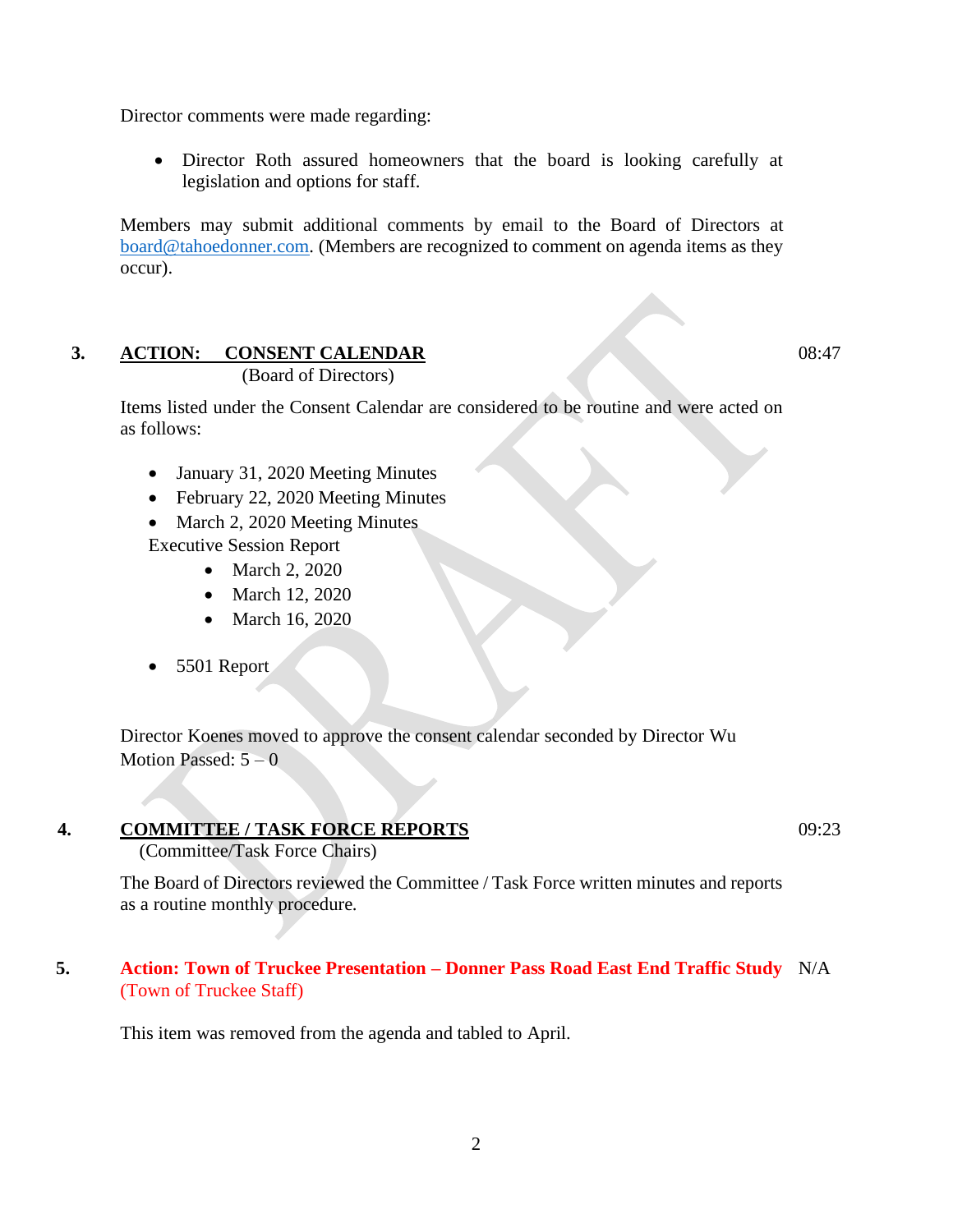Director comments were made regarding:

- Director Roth assured homeowners that the board is looking carefully at legislation and options for staff.

Members may submit additional comments by email to the Board of Directors at board@tahoedonner.com. (Members are recognized to comment on agenda items as they occur).

## 3. ACTION: CONSENT CALENDAR — 08:47

(Board of Directors)

Items listed under the Consent Calendar are considered to be routine and were acted on as follows:

- January 31, 2020 Meeting Minutes
- February 22, 2020 Meeting Minutes
- March 2, 2020 Meeting Minutes

Executive Session Report

- March 2, 2020
- March 12, 2020
- March 16, 2020

- 5501 Report

Director Koenes moved to approve the consent calendar seconded by Director Wu
Motion Passed: 5 – 0

## 4. COMMITTEE / TASK FORCE REPORTS — 09:23

(Committee/Task Force Chairs)

The Board of Directors reviewed the Committee / Task Force written minutes and reports as a routine monthly procedure.

## 5. Action: Town of Truckee Presentation – Donner Pass Road East End Traffic Study — N/A

(Town of Truckee Staff)

This item was removed from the agenda and tabled to April.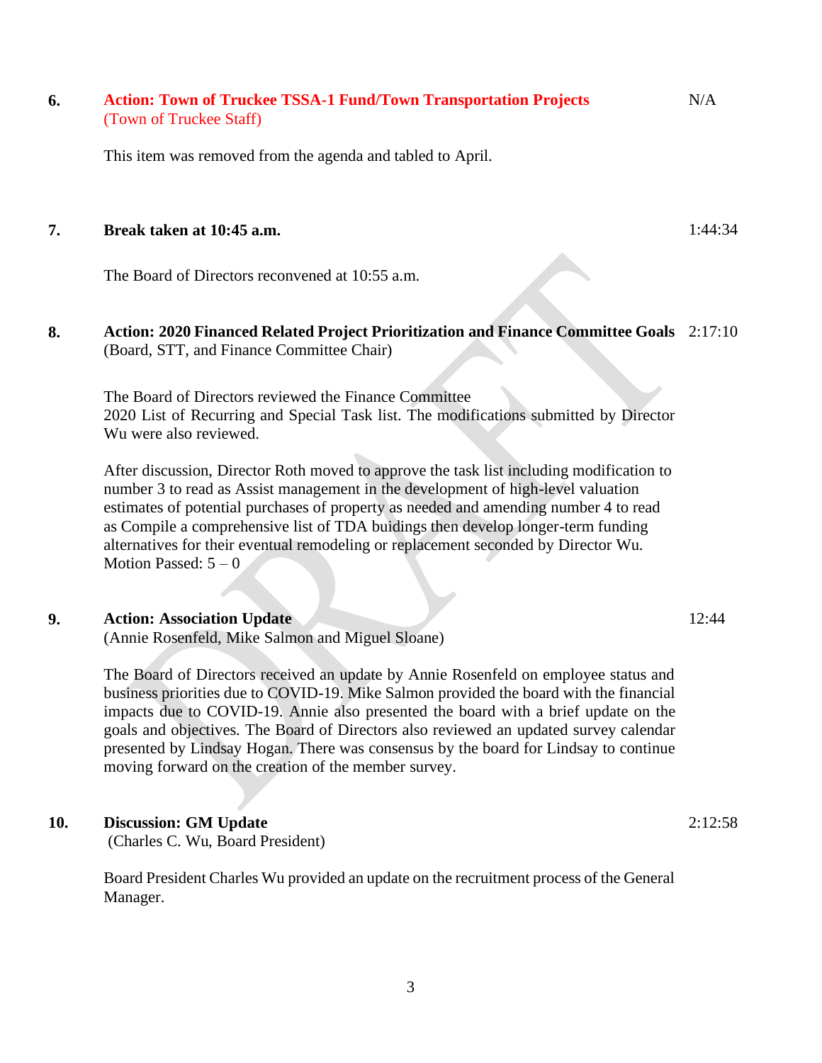**6. Action: Town of Truckee TSSA-1 Fund/Town Transportation Projects** N/A
(Town of Truckee Staff)

This item was removed from the agenda and tabled to April.

**7. Break taken at 10:45 a.m.** 1:44:34

The Board of Directors reconvened at 10:55 a.m.

**8. Action: 2020 Financed Related Project Prioritization and Finance Committee Goals** 2:17:10
(Board, STT, and Finance Committee Chair)

The Board of Directors reviewed the Finance Committee 2020 List of Recurring and Special Task list. The modifications submitted by Director Wu were also reviewed.

After discussion, Director Roth moved to approve the task list including modification to number 3 to read as Assist management in the development of high-level valuation estimates of potential purchases of property as needed and amending number 4 to read as Compile a comprehensive list of TDA buidings then develop longer-term funding alternatives for their eventual remodeling or replacement seconded by Director Wu.
Motion Passed: 5 – 0

**9. Action: Association Update** 12:44
(Annie Rosenfeld, Mike Salmon and Miguel Sloane)

The Board of Directors received an update by Annie Rosenfeld on employee status and business priorities due to COVID-19. Mike Salmon provided the board with the financial impacts due to COVID-19. Annie also presented the board with a brief update on the goals and objectives. The Board of Directors also reviewed an updated survey calendar presented by Lindsay Hogan. There was consensus by the board for Lindsay to continue moving forward on the creation of the member survey.

**10. Discussion: GM Update** 2:12:58
(Charles C. Wu, Board President)

Board President Charles Wu provided an update on the recruitment process of the General Manager.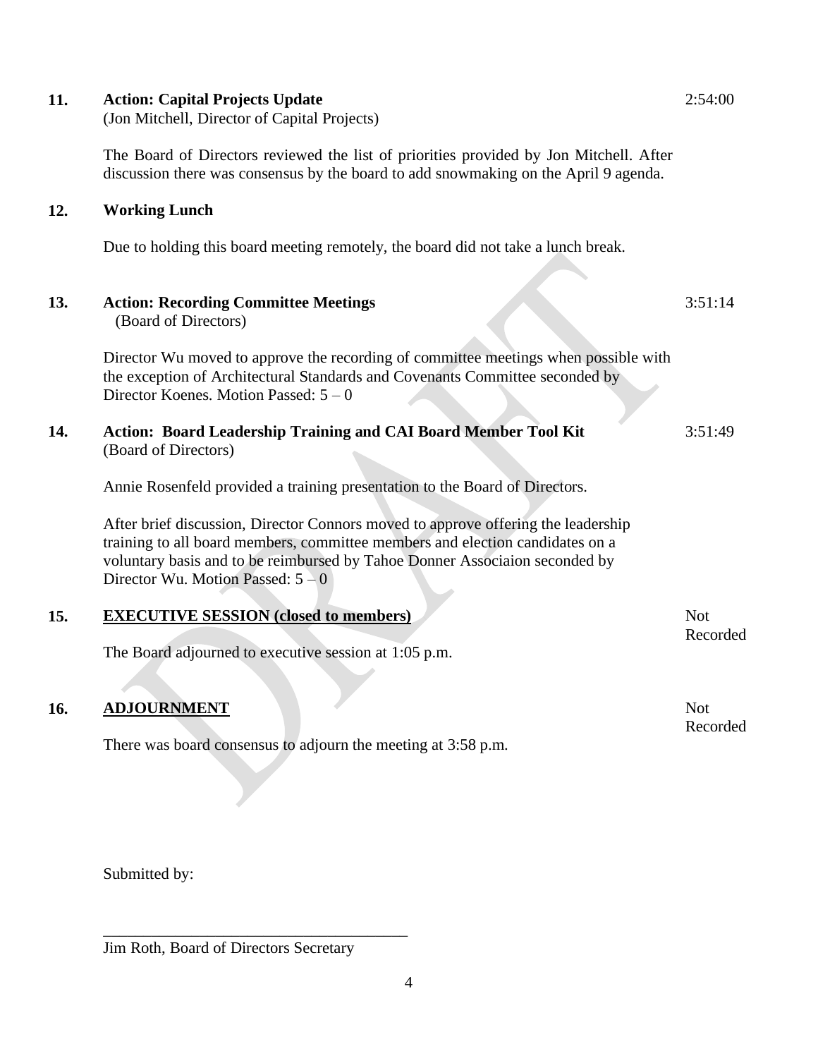**11. Action: Capital Projects Update** 2:54:00
(Jon Mitchell, Director of Capital Projects)

The Board of Directors reviewed the list of priorities provided by Jon Mitchell. After discussion there was consensus by the board to add snowmaking on the April 9 agenda.

**12. Working Lunch**

Due to holding this board meeting remotely, the board did not take a lunch break.

**13. Action: Recording Committee Meetings** 3:51:14
(Board of Directors)

Director Wu moved to approve the recording of committee meetings when possible with the exception of Architectural Standards and Covenants Committee seconded by Director Koenes. Motion Passed: 5 – 0

**14. Action: Board Leadership Training and CAI Board Member Tool Kit** 3:51:49
(Board of Directors)

Annie Rosenfeld provided a training presentation to the Board of Directors.

After brief discussion, Director Connors moved to approve offering the leadership training to all board members, committee members and election candidates on a voluntary basis and to be reimbursed by Tahoe Donner Associaion seconded by Director Wu. Motion Passed: 5 – 0

**15. <u>EXECUTIVE SESSION (closed to members)</u>** Not Recorded

The Board adjourned to executive session at 1:05 p.m.

**16. <u>ADJOURNMENT</u>** Not Recorded

There was board consensus to adjourn the meeting at 3:58 p.m.

Submitted by:

\_\_\_\_\_\_\_\_\_\_\_\_\_\_\_\_\_\_\_\_\_\_\_\_\_\_\_\_\_\_\_\_\_\_\_\_\_
Jim Roth, Board of Directors Secretary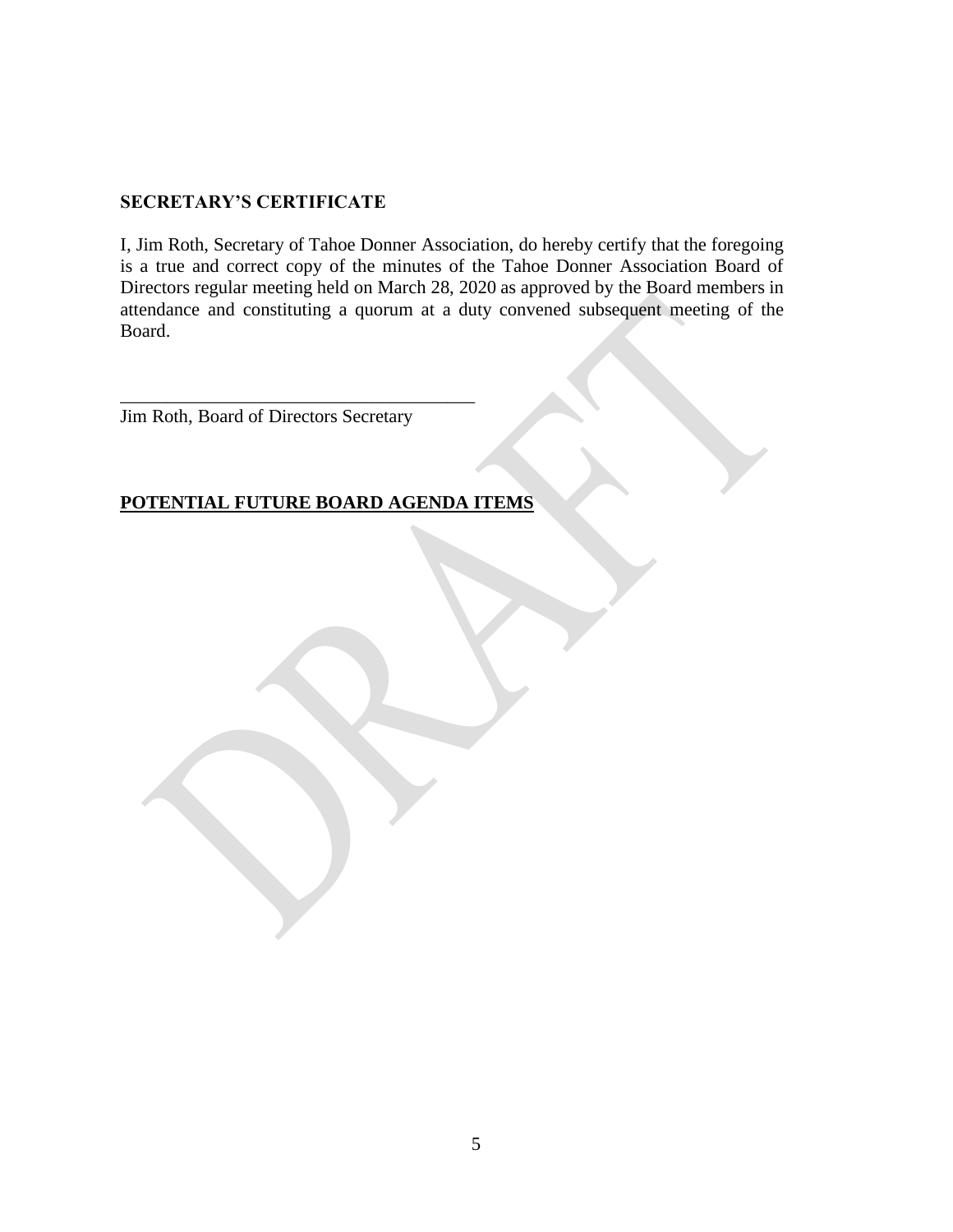**SECRETARY'S CERTIFICATE**

I, Jim Roth, Secretary of Tahoe Donner Association, do hereby certify that the foregoing is a true and correct copy of the minutes of the Tahoe Donner Association Board of Directors regular meeting held on March 28, 2020 as approved by the Board members in attendance and constituting a quorum at a duty convened subsequent meeting of the Board.

\_\_\_\_\_\_\_\_\_\_\_\_\_\_\_\_\_\_\_\_\_\_\_\_\_\_\_\_\_\_\_\_\_\_\_\_\_\_\_\_

Jim Roth, Board of Directors Secretary

**POTENTIAL FUTURE BOARD AGENDA ITEMS**